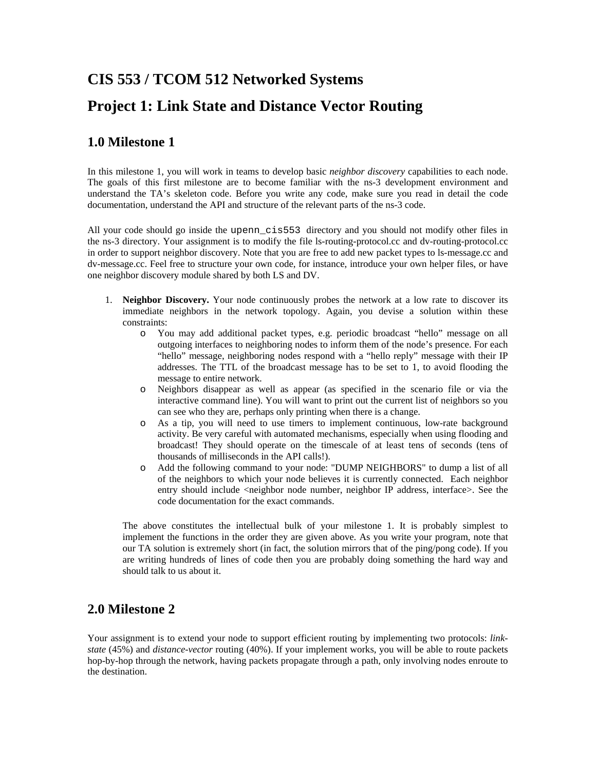# CIS 553 / TCOM 512 Networked Systems

# Project 1: Link State and Distance Vector Routing

## 1.0 Milestone 1

In this milestone 1, you will work in teams to develop basic *neighbor discovery* capabilities to each node. The goals of this first milestone are to become familiar with the ns-3 development environment and understand the TA's skeleton code. Before you write any code, make sure you read in detail the code documentation, understand the API and structure of the relevant parts of the ns-3 code.

All your code should go inside the `upenn_cis553` directory and you should not modify other files in the ns-3 directory. Your assignment is to modify the file ls-routing-protocol.cc and dv-routing-protocol.cc in order to support neighbor discovery. Note that you are free to add new packet types to ls-message.cc and dv-message.cc. Feel free to structure your own code, for instance, introduce your own helper files, or have one neighbor discovery module shared by both LS and DV.

1. **Neighbor Discovery.** Your node continuously probes the network at a low rate to discover its immediate neighbors in the network topology. Again, you devise a solution within these constraints:
   - You may add additional packet types, e.g. periodic broadcast "hello" message on all outgoing interfaces to neighboring nodes to inform them of the node's presence. For each "hello" message, neighboring nodes respond with a "hello reply" message with their IP addresses. The TTL of the broadcast message has to be set to 1, to avoid flooding the message to entire network.
   - Neighbors disappear as well as appear (as specified in the scenario file or via the interactive command line). You will want to print out the current list of neighbors so you can see who they are, perhaps only printing when there is a change.
   - As a tip, you will need to use timers to implement continuous, low-rate background activity. Be very careful with automated mechanisms, especially when using flooding and broadcast! They should operate on the timescale of at least tens of seconds (tens of thousands of milliseconds in the API calls!).
   - Add the following command to your node: "DUMP NEIGHBORS" to dump a list of all of the neighbors to which your node believes it is currently connected. Each neighbor entry should include <neighbor node number, neighbor IP address, interface>. See the code documentation for the exact commands.

   The above constitutes the intellectual bulk of your milestone 1. It is probably simplest to implement the functions in the order they are given above. As you write your program, note that our TA solution is extremely short (in fact, the solution mirrors that of the ping/pong code). If you are writing hundreds of lines of code then you are probably doing something the hard way and should talk to us about it.

## 2.0 Milestone 2

Your assignment is to extend your node to support efficient routing by implementing two protocols: *link-state* (45%) and *distance-vector* routing (40%). If your implement works, you will be able to route packets hop-by-hop through the network, having packets propagate through a path, only involving nodes enroute to the destination.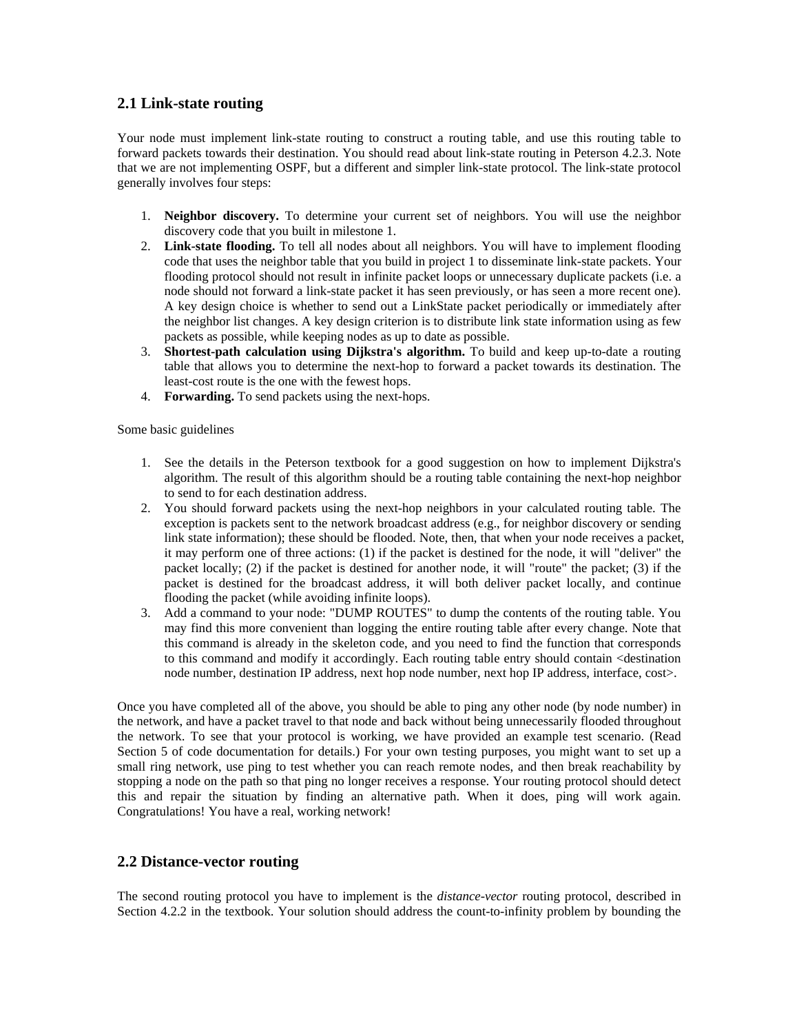## 2.1 Link-state routing

Your node must implement link-state routing to construct a routing table, and use this routing table to forward packets towards their destination. You should read about link-state routing in Peterson 4.2.3. Note that we are not implementing OSPF, but a different and simpler link-state protocol. The link-state protocol generally involves four steps:

1. **Neighbor discovery.** To determine your current set of neighbors. You will use the neighbor discovery code that you built in milestone 1.
2. **Link-state flooding.** To tell all nodes about all neighbors. You will have to implement flooding code that uses the neighbor table that you build in project 1 to disseminate link-state packets. Your flooding protocol should not result in infinite packet loops or unnecessary duplicate packets (i.e. a node should not forward a link-state packet it has seen previously, or has seen a more recent one). A key design choice is whether to send out a LinkState packet periodically or immediately after the neighbor list changes. A key design criterion is to distribute link state information using as few packets as possible, while keeping nodes as up to date as possible.
3. **Shortest-path calculation using Dijkstra's algorithm.** To build and keep up-to-date a routing table that allows you to determine the next-hop to forward a packet towards its destination. The least-cost route is the one with the fewest hops.
4. **Forwarding.** To send packets using the next-hops.

Some basic guidelines

1. See the details in the Peterson textbook for a good suggestion on how to implement Dijkstra's algorithm. The result of this algorithm should be a routing table containing the next-hop neighbor to send to for each destination address.
2. You should forward packets using the next-hop neighbors in your calculated routing table. The exception is packets sent to the network broadcast address (e.g., for neighbor discovery or sending link state information); these should be flooded. Note, then, that when your node receives a packet, it may perform one of three actions: (1) if the packet is destined for the node, it will "deliver" the packet locally; (2) if the packet is destined for another node, it will "route" the packet; (3) if the packet is destined for the broadcast address, it will both deliver packet locally, and continue flooding the packet (while avoiding infinite loops).
3. Add a command to your node: "DUMP ROUTES" to dump the contents of the routing table. You may find this more convenient than logging the entire routing table after every change. Note that this command is already in the skeleton code, and you need to find the function that corresponds to this command and modify it accordingly. Each routing table entry should contain <destination node number, destination IP address, next hop node number, next hop IP address, interface, cost>.

Once you have completed all of the above, you should be able to ping any other node (by node number) in the network, and have a packet travel to that node and back without being unnecessarily flooded throughout the network. To see that your protocol is working, we have provided an example test scenario. (Read Section 5 of code documentation for details.) For your own testing purposes, you might want to set up a small ring network, use ping to test whether you can reach remote nodes, and then break reachability by stopping a node on the path so that ping no longer receives a response. Your routing protocol should detect this and repair the situation by finding an alternative path. When it does, ping will work again. Congratulations! You have a real, working network!

## 2.2 Distance-vector routing

The second routing protocol you have to implement is the *distance-vector* routing protocol, described in Section 4.2.2 in the textbook. Your solution should address the count-to-infinity problem by bounding the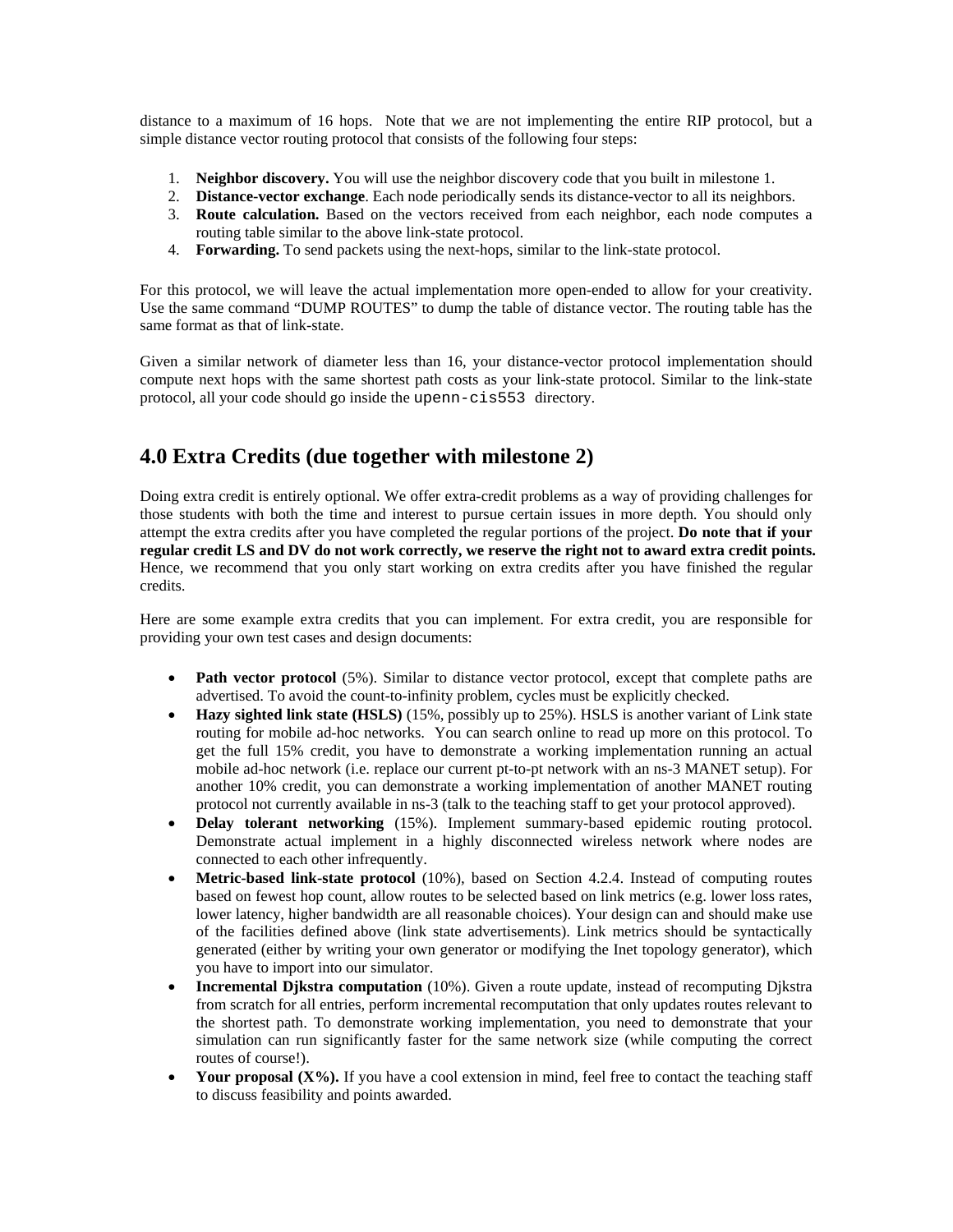distance to a maximum of 16 hops. Note that we are not implementing the entire RIP protocol, but a simple distance vector routing protocol that consists of the following four steps:

1. **Neighbor discovery.** You will use the neighbor discovery code that you built in milestone 1.
2. **Distance-vector exchange**. Each node periodically sends its distance-vector to all its neighbors.
3. **Route calculation.** Based on the vectors received from each neighbor, each node computes a routing table similar to the above link-state protocol.
4. **Forwarding.** To send packets using the next-hops, similar to the link-state protocol.

For this protocol, we will leave the actual implementation more open-ended to allow for your creativity. Use the same command "DUMP ROUTES" to dump the table of distance vector. The routing table has the same format as that of link-state.

Given a similar network of diameter less than 16, your distance-vector protocol implementation should compute next hops with the same shortest path costs as your link-state protocol. Similar to the link-state protocol, all your code should go inside the `upenn-cis553` directory.

## 4.0 Extra Credits (due together with milestone 2)

Doing extra credit is entirely optional. We offer extra-credit problems as a way of providing challenges for those students with both the time and interest to pursue certain issues in more depth. You should only attempt the extra credits after you have completed the regular portions of the project. **Do note that if your regular credit LS and DV do not work correctly, we reserve the right not to award extra credit points.** Hence, we recommend that you only start working on extra credits after you have finished the regular credits.

Here are some example extra credits that you can implement. For extra credit, you are responsible for providing your own test cases and design documents:

- **Path vector protocol** (5%). Similar to distance vector protocol, except that complete paths are advertised. To avoid the count-to-infinity problem, cycles must be explicitly checked.
- **Hazy sighted link state (HSLS)** (15%, possibly up to 25%). HSLS is another variant of Link state routing for mobile ad-hoc networks. You can search online to read up more on this protocol. To get the full 15% credit, you have to demonstrate a working implementation running an actual mobile ad-hoc network (i.e. replace our current pt-to-pt network with an ns-3 MANET setup). For another 10% credit, you can demonstrate a working implementation of another MANET routing protocol not currently available in ns-3 (talk to the teaching staff to get your protocol approved).
- **Delay tolerant networking** (15%). Implement summary-based epidemic routing protocol. Demonstrate actual implement in a highly disconnected wireless network where nodes are connected to each other infrequently.
- **Metric-based link-state protocol** (10%), based on Section 4.2.4. Instead of computing routes based on fewest hop count, allow routes to be selected based on link metrics (e.g. lower loss rates, lower latency, higher bandwidth are all reasonable choices). Your design can and should make use of the facilities defined above (link state advertisements). Link metrics should be syntactically generated (either by writing your own generator or modifying the Inet topology generator), which you have to import into our simulator.
- **Incremental Djkstra computation** (10%). Given a route update, instead of recomputing Djkstra from scratch for all entries, perform incremental recomputation that only updates routes relevant to the shortest path. To demonstrate working implementation, you need to demonstrate that your simulation can run significantly faster for the same network size (while computing the correct routes of course!).
- **Your proposal (X%).** If you have a cool extension in mind, feel free to contact the teaching staff to discuss feasibility and points awarded.